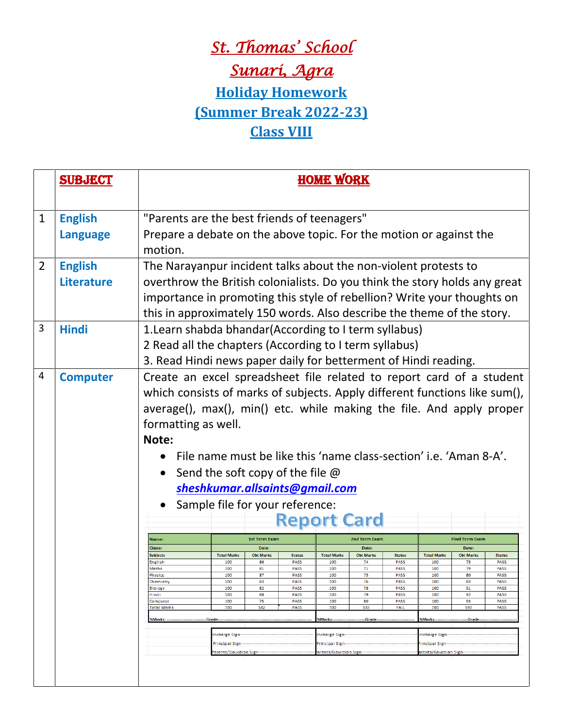# St. Thomas' School

# Sunari, Agra

## Holiday Homework

## (Summer Break 2022-23)

## Class VIII

| | SUBJECT | HOME WORK |
|---|---|---|
| 1 | English Language | "Parents are the best friends of teenagers"<br>Prepare a debate on the above topic. For the motion or against the motion. |
| 2 | English Literature | The Narayanpur incident talks about the non-violent protests to overthrow the British colonialists. Do you think the story holds any great importance in promoting this style of rebellion? Write your thoughts on this in approximately 150 words. Also describe the theme of the story. |
| 3 | Hindi | 1.Learn shabda bhandar(According to I term syllabus)<br>2 Read all the chapters (According to I term syllabus)<br>3. Read Hindi news paper daily for betterment of Hindi reading. |
| 4 | Computer | Create an excel spreadsheet file related to report card of a student which consists of marks of subjects. Apply different functions like sum(), average(), max(), min() etc. while making the file. And apply proper formatting as well.<br>**Note:**<br>• File name must be like this 'name class-section' i.e. 'Aman 8-A'.<br>• Send the soft copy of the file @ ***sheshkumar.allsaints@gmail.com***<br>• Sample file for your reference: |

**Report Card**

| Name: | 1st Term Exam | | | 2nd Term Exam | | | Final Term Exam | | |
|---|---|---|---|---|---|---|---|---|---|
| Classs: | Date: | | | Date: | | | Date: | | |
| Subjects | Total Marks | Obt Marks | Status | Total Marks | Obt Marks | Status | Total Marks | Obt Marks | Status |
| English | 100 | 86 | PASS | 100 | 74 | PASS | 100 | 75 | PASS |
| Maths | 100 | 81 | PASS | 100 | 71 | PASS | 100 | 79 | PASS |
| Physics | 100 | 87 | PASS | 100 | 75 | PASS | 100 | 80 | PASS |
| Chemistry | 100 | 83 | PASS | 100 | 76 | PASS | 100 | 83 | PASS |
| Biology | 100 | 82 | PASS | 100 | 78 | PASS | 100 | 91 | PASS |
| Hindi | 100 | 88 | PASS | 100 | 79 | PASS | 100 | 92 | PASS |
| Computer | 100 | 75 | PASS | 100 | 80 | PASS | 100 | 93 | PASS |
| Total Marks | 700 | 582 | PASS | 700 | 533 | FAIL | 700 | 593 | PASS |
| %Marks:----------------------Grade------- | | | | %Marks-----------------Grade------------ | | | %Marks-----------------Grade------ | | |

| | | |
|---|---|---|
| Incharge Sign------------------- | Incharge Sign------------------- | Incharge Sign------------------- |
| Principal Sign------------------ | Principal Sign------------------ | Principal Sign------------------ |
| Parents/Gaurdian Sign----------- | arents/Gaurdian Sign------------ | arents/Gaurdian Sign------------ |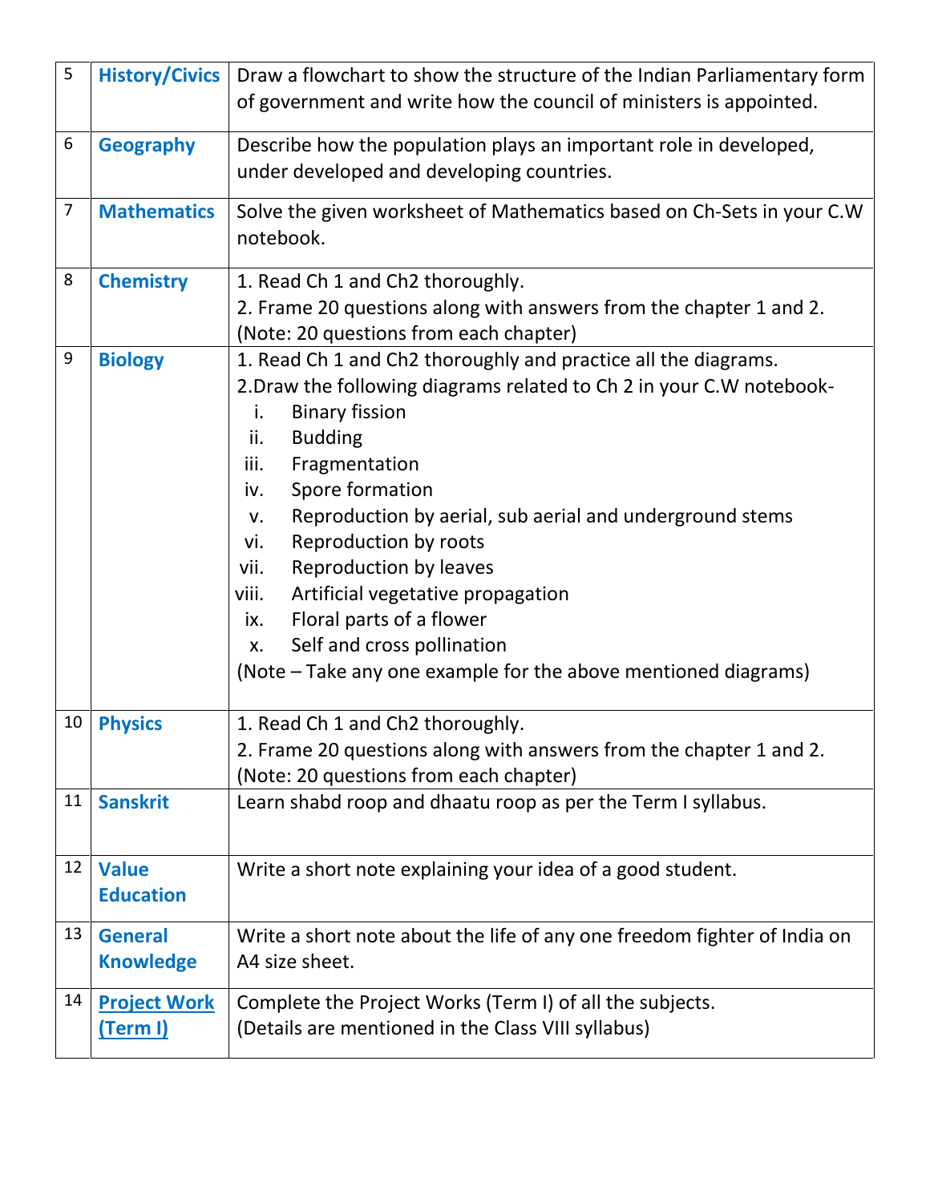| 5 | **History/Civics** | Draw a flowchart to show the structure of the Indian Parliamentary form of government and write how the council of ministers is appointed. |
|---|---|---|
| 6 | **Geography** | Describe how the population plays an important role in developed, under developed and developing countries. |
| 7 | **Mathematics** | Solve the given worksheet of Mathematics based on Ch-Sets in your C.W notebook. |
| 8 | **Chemistry** | 1. Read Ch 1 and Ch2 thoroughly.<br>2. Frame 20 questions along with answers from the chapter 1 and 2.<br>(Note: 20 questions from each chapter) |
| 9 | **Biology** | 1. Read Ch 1 and Ch2 thoroughly and practice all the diagrams.<br>2.Draw the following diagrams related to Ch 2 in your C.W notebook-<br>i. Binary fission<br>ii. Budding<br>iii. Fragmentation<br>iv. Spore formation<br>v. Reproduction by aerial, sub aerial and underground stems<br>vi. Reproduction by roots<br>vii. Reproduction by leaves<br>viii. Artificial vegetative propagation<br>ix. Floral parts of a flower<br>x. Self and cross pollination<br>(Note – Take any one example for the above mentioned diagrams) |
| 10 | **Physics** | 1. Read Ch 1 and Ch2 thoroughly.<br>2. Frame 20 questions along with answers from the chapter 1 and 2.<br>(Note: 20 questions from each chapter) |
| 11 | **Sanskrit** | Learn shabd roop and dhaatu roop as per the Term I syllabus. |
| 12 | **Value Education** | Write a short note explaining your idea of a good student. |
| 13 | **General Knowledge** | Write a short note about the life of any one freedom fighter of India on A4 size sheet. |
| 14 | **Project Work (Term I)** | Complete the Project Works (Term I) of all the subjects.<br>(Details are mentioned in the Class VIII syllabus) |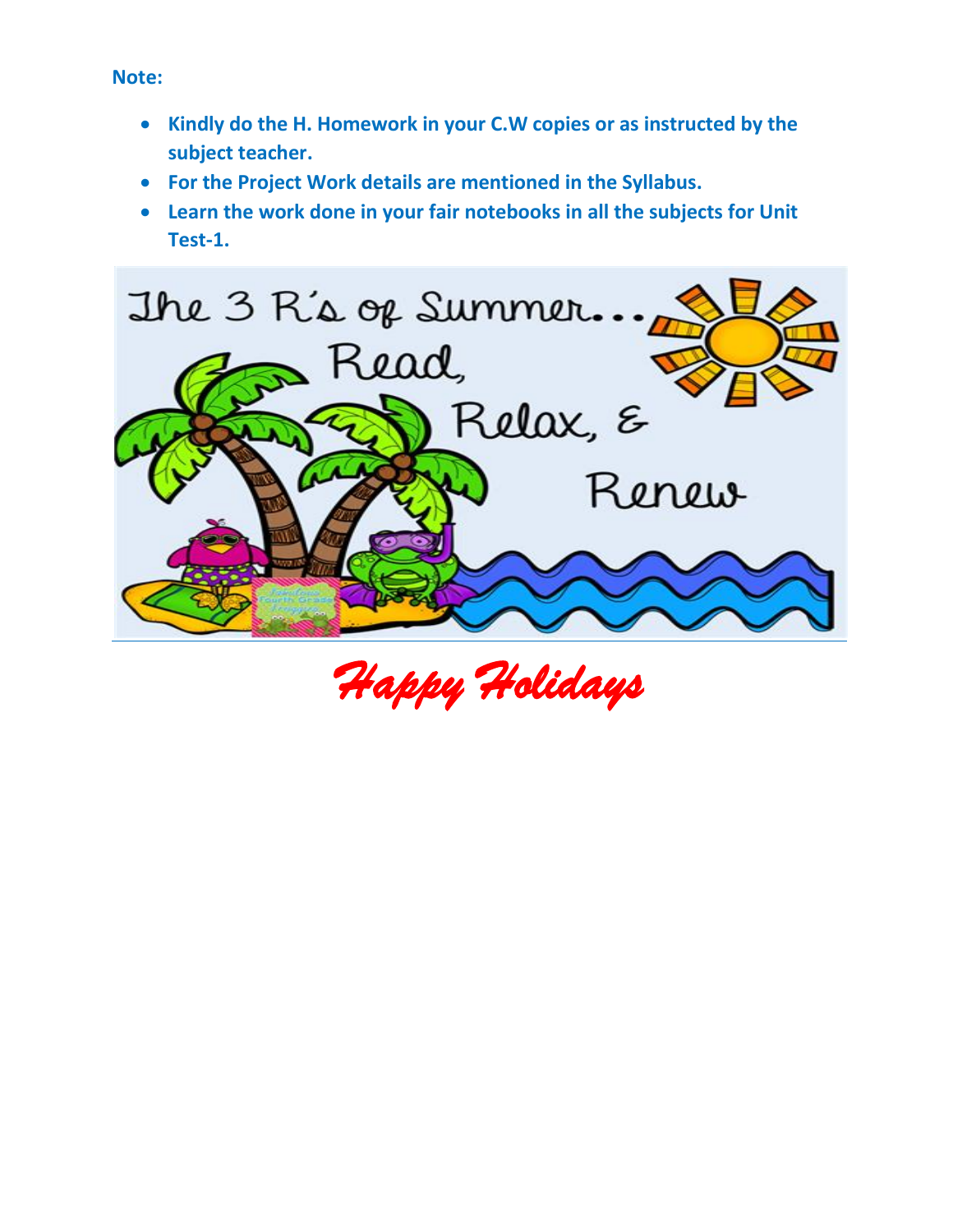**Note:**

- **Kindly do the H. Homework in your C.W copies or as instructed by the subject teacher.**
- **For the Project Work details are mentioned in the Syllabus.**
- **Learn the work done in your fair notebooks in all the subjects for Unit Test-1.**

The 3 R's of Summer... Read, Relax, & Renew

***Happy Holidays***